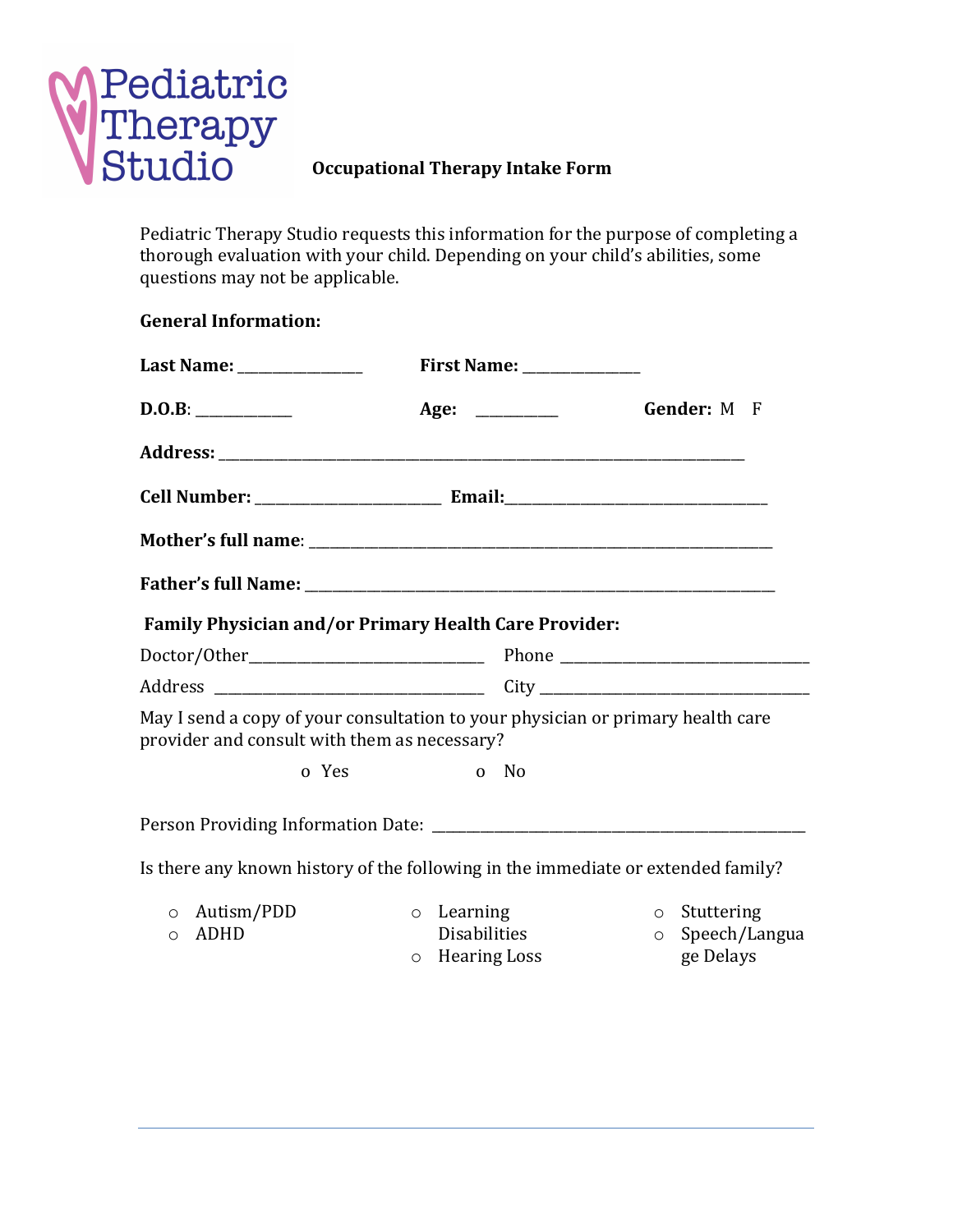Pediatric Therapy Studio

**Occupational Therapy Intake Form**

Pediatric Therapy Studio requests this information for the purpose of completing a thorough evaluation with your child. Depending on your child's abilities, some questions may not be applicable.

**General Information:**

**Last Name:** ________________ **First Name:** ______________

**D.O.B**: ____________ **Age:** __________ **Gender:** M F

**Address:** ___________________________________________________________________________

**Cell Number:** ________________________ **Email:**__________________________________

**Mother's full name**: ________________________________________________________________

**Father's full Name:** ________________________________________________________________

**Family Physician and/or Primary Health Care Provider:**

Doctor/Other______________________________ Phone ________________________________

Address __________________________________ City __________________________________

May I send a copy of your consultation to your physician or primary health care provider and consult with them as necessary?

- o Yes
- o No

Person Providing Information Date: ________________________________________________

Is there any known history of the following in the immediate or extended family?

- ○ Autism/PDD
- ○ ADHD
- ○ Learning Disabilities
- ○ Hearing Loss
- ○ Stuttering
- ○ Speech/Language Delays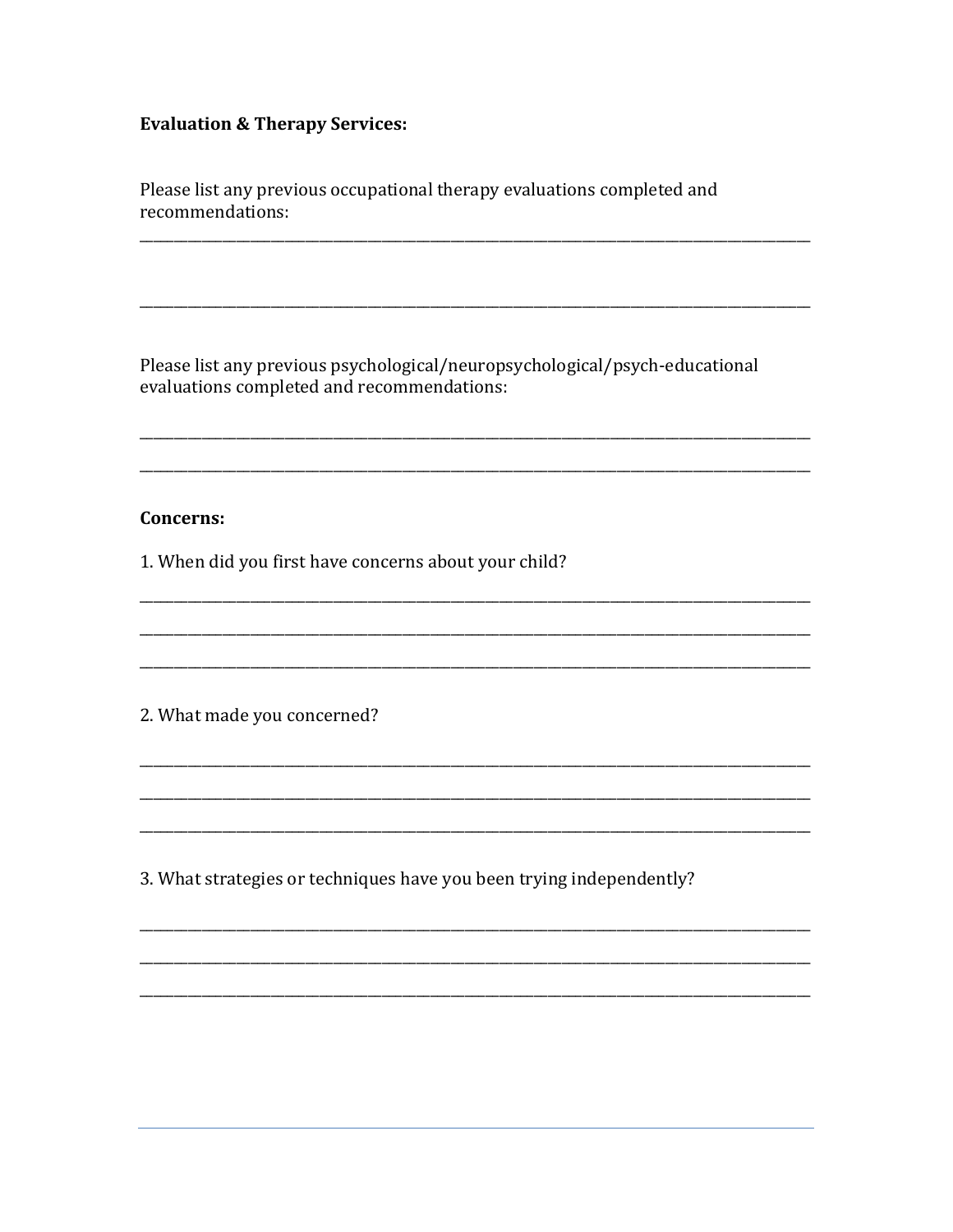**Evaluation & Therapy Services:**

Please list any previous occupational therapy evaluations completed and recommendations:

\_\_\_\_\_\_\_\_\_\_\_\_\_\_\_\_\_\_\_\_\_\_\_\_\_\_\_\_\_\_\_\_\_\_\_\_\_\_\_\_\_\_\_\_\_\_\_\_\_\_\_\_\_\_\_\_\_\_\_\_\_\_\_\_\_\_\_\_\_\_\_\_\_\_\_\_\_\_\_\_

\_\_\_\_\_\_\_\_\_\_\_\_\_\_\_\_\_\_\_\_\_\_\_\_\_\_\_\_\_\_\_\_\_\_\_\_\_\_\_\_\_\_\_\_\_\_\_\_\_\_\_\_\_\_\_\_\_\_\_\_\_\_\_\_\_\_\_\_\_\_\_\_\_\_\_\_\_\_\_\_

Please list any previous psychological/neuropsychological/psych-educational evaluations completed and recommendations:

\_\_\_\_\_\_\_\_\_\_\_\_\_\_\_\_\_\_\_\_\_\_\_\_\_\_\_\_\_\_\_\_\_\_\_\_\_\_\_\_\_\_\_\_\_\_\_\_\_\_\_\_\_\_\_\_\_\_\_\_\_\_\_\_\_\_\_\_\_\_\_\_\_\_\_\_\_\_\_\_

\_\_\_\_\_\_\_\_\_\_\_\_\_\_\_\_\_\_\_\_\_\_\_\_\_\_\_\_\_\_\_\_\_\_\_\_\_\_\_\_\_\_\_\_\_\_\_\_\_\_\_\_\_\_\_\_\_\_\_\_\_\_\_\_\_\_\_\_\_\_\_\_\_\_\_\_\_\_\_\_

**Concerns:**

1. When did you first have concerns about your child?

\_\_\_\_\_\_\_\_\_\_\_\_\_\_\_\_\_\_\_\_\_\_\_\_\_\_\_\_\_\_\_\_\_\_\_\_\_\_\_\_\_\_\_\_\_\_\_\_\_\_\_\_\_\_\_\_\_\_\_\_\_\_\_\_\_\_\_\_\_\_\_\_\_\_\_\_\_\_\_\_

\_\_\_\_\_\_\_\_\_\_\_\_\_\_\_\_\_\_\_\_\_\_\_\_\_\_\_\_\_\_\_\_\_\_\_\_\_\_\_\_\_\_\_\_\_\_\_\_\_\_\_\_\_\_\_\_\_\_\_\_\_\_\_\_\_\_\_\_\_\_\_\_\_\_\_\_\_\_\_\_

\_\_\_\_\_\_\_\_\_\_\_\_\_\_\_\_\_\_\_\_\_\_\_\_\_\_\_\_\_\_\_\_\_\_\_\_\_\_\_\_\_\_\_\_\_\_\_\_\_\_\_\_\_\_\_\_\_\_\_\_\_\_\_\_\_\_\_\_\_\_\_\_\_\_\_\_\_\_\_\_

2. What made you concerned?

\_\_\_\_\_\_\_\_\_\_\_\_\_\_\_\_\_\_\_\_\_\_\_\_\_\_\_\_\_\_\_\_\_\_\_\_\_\_\_\_\_\_\_\_\_\_\_\_\_\_\_\_\_\_\_\_\_\_\_\_\_\_\_\_\_\_\_\_\_\_\_\_\_\_\_\_\_\_\_\_

\_\_\_\_\_\_\_\_\_\_\_\_\_\_\_\_\_\_\_\_\_\_\_\_\_\_\_\_\_\_\_\_\_\_\_\_\_\_\_\_\_\_\_\_\_\_\_\_\_\_\_\_\_\_\_\_\_\_\_\_\_\_\_\_\_\_\_\_\_\_\_\_\_\_\_\_\_\_\_\_

\_\_\_\_\_\_\_\_\_\_\_\_\_\_\_\_\_\_\_\_\_\_\_\_\_\_\_\_\_\_\_\_\_\_\_\_\_\_\_\_\_\_\_\_\_\_\_\_\_\_\_\_\_\_\_\_\_\_\_\_\_\_\_\_\_\_\_\_\_\_\_\_\_\_\_\_\_\_\_\_

3. What strategies or techniques have you been trying independently?

\_\_\_\_\_\_\_\_\_\_\_\_\_\_\_\_\_\_\_\_\_\_\_\_\_\_\_\_\_\_\_\_\_\_\_\_\_\_\_\_\_\_\_\_\_\_\_\_\_\_\_\_\_\_\_\_\_\_\_\_\_\_\_\_\_\_\_\_\_\_\_\_\_\_\_\_\_\_\_\_

\_\_\_\_\_\_\_\_\_\_\_\_\_\_\_\_\_\_\_\_\_\_\_\_\_\_\_\_\_\_\_\_\_\_\_\_\_\_\_\_\_\_\_\_\_\_\_\_\_\_\_\_\_\_\_\_\_\_\_\_\_\_\_\_\_\_\_\_\_\_\_\_\_\_\_\_\_\_\_\_

\_\_\_\_\_\_\_\_\_\_\_\_\_\_\_\_\_\_\_\_\_\_\_\_\_\_\_\_\_\_\_\_\_\_\_\_\_\_\_\_\_\_\_\_\_\_\_\_\_\_\_\_\_\_\_\_\_\_\_\_\_\_\_\_\_\_\_\_\_\_\_\_\_\_\_\_\_\_\_\_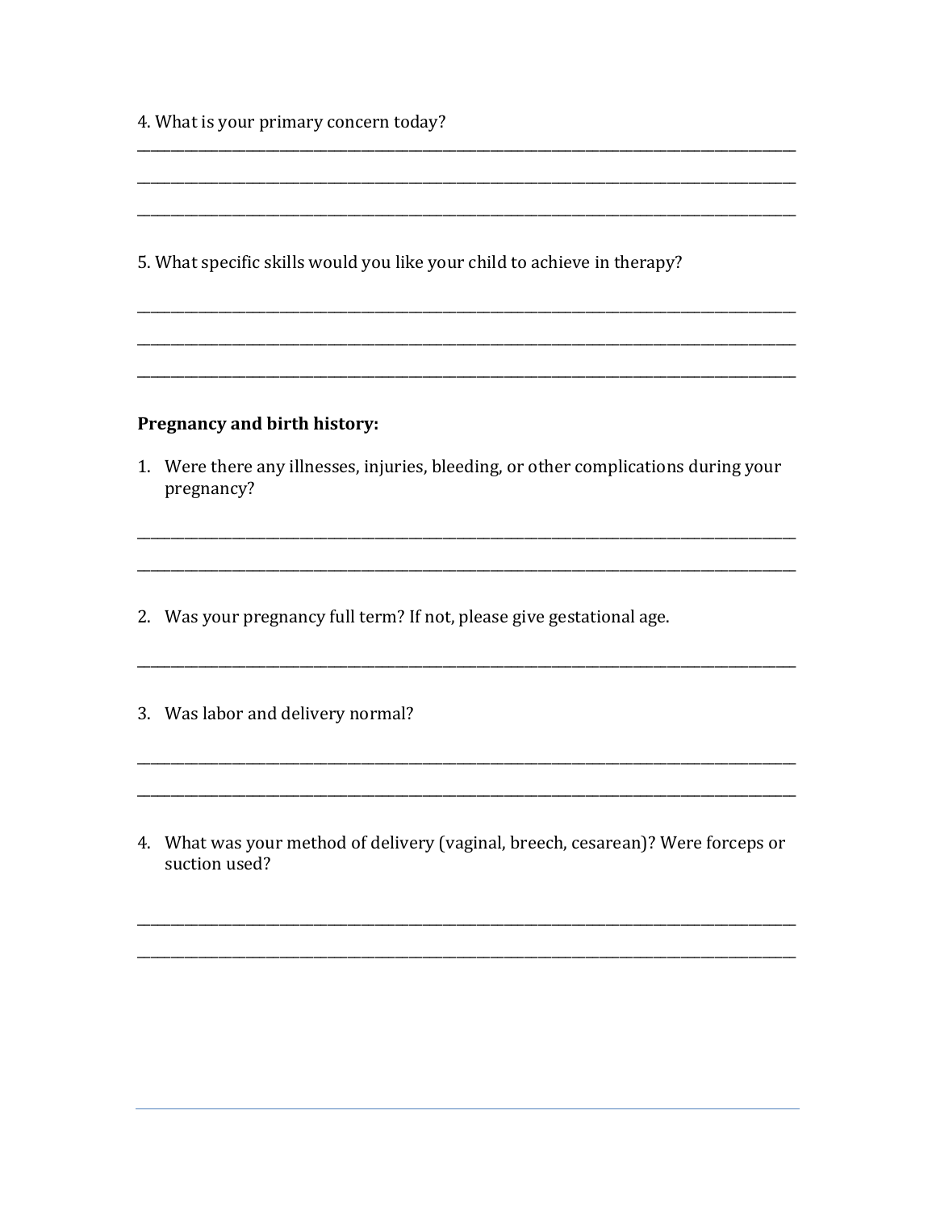4. What is your primary concern today?

_______________________________________________________________________________

_______________________________________________________________________________

_______________________________________________________________________________

5. What specific skills would you like your child to achieve in therapy?

_______________________________________________________________________________

_______________________________________________________________________________

_______________________________________________________________________________

**Pregnancy and birth history:**

1. Were there any illnesses, injuries, bleeding, or other complications during your pregnancy?

_______________________________________________________________________________

_______________________________________________________________________________

2. Was your pregnancy full term? If not, please give gestational age.

_______________________________________________________________________________

3. Was labor and delivery normal?

_______________________________________________________________________________

_______________________________________________________________________________

4. What was your method of delivery (vaginal, breech, cesarean)? Were forceps or suction used?

_______________________________________________________________________________

_______________________________________________________________________________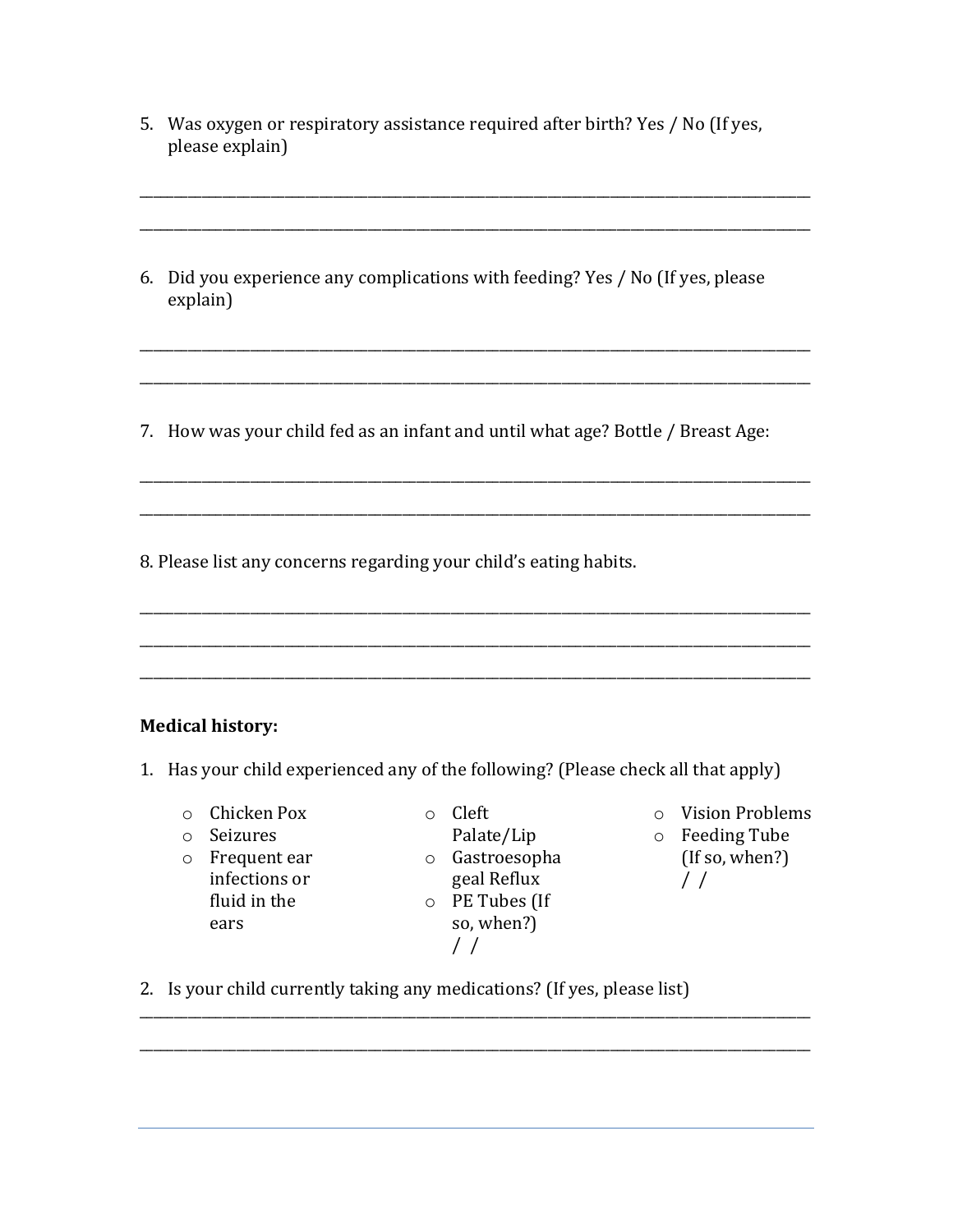5. Was oxygen or respiratory assistance required after birth? Yes / No (If yes, please explain)

____________________________________________________________________________________

____________________________________________________________________________________

6. Did you experience any complications with feeding? Yes / No (If yes, please explain)

____________________________________________________________________________________

____________________________________________________________________________________

7. How was your child fed as an infant and until what age? Bottle / Breast Age:

____________________________________________________________________________________

____________________________________________________________________________________

8. Please list any concerns regarding your child's eating habits.

____________________________________________________________________________________

____________________________________________________________________________________

____________________________________________________________________________________

**Medical history:**

1. Has your child experienced any of the following? (Please check all that apply)

   - ○ Chicken Pox
   - ○ Seizures
   - ○ Frequent ear infections or fluid in the ears
   - ○ Cleft Palate/Lip
   - ○ Gastroesophageal Reflux
   - ○ PE Tubes (If so, when?) / /
   - ○ Vision Problems
   - ○ Feeding Tube (If so, when?) / /

2. Is your child currently taking any medications? (If yes, please list)

____________________________________________________________________________________

____________________________________________________________________________________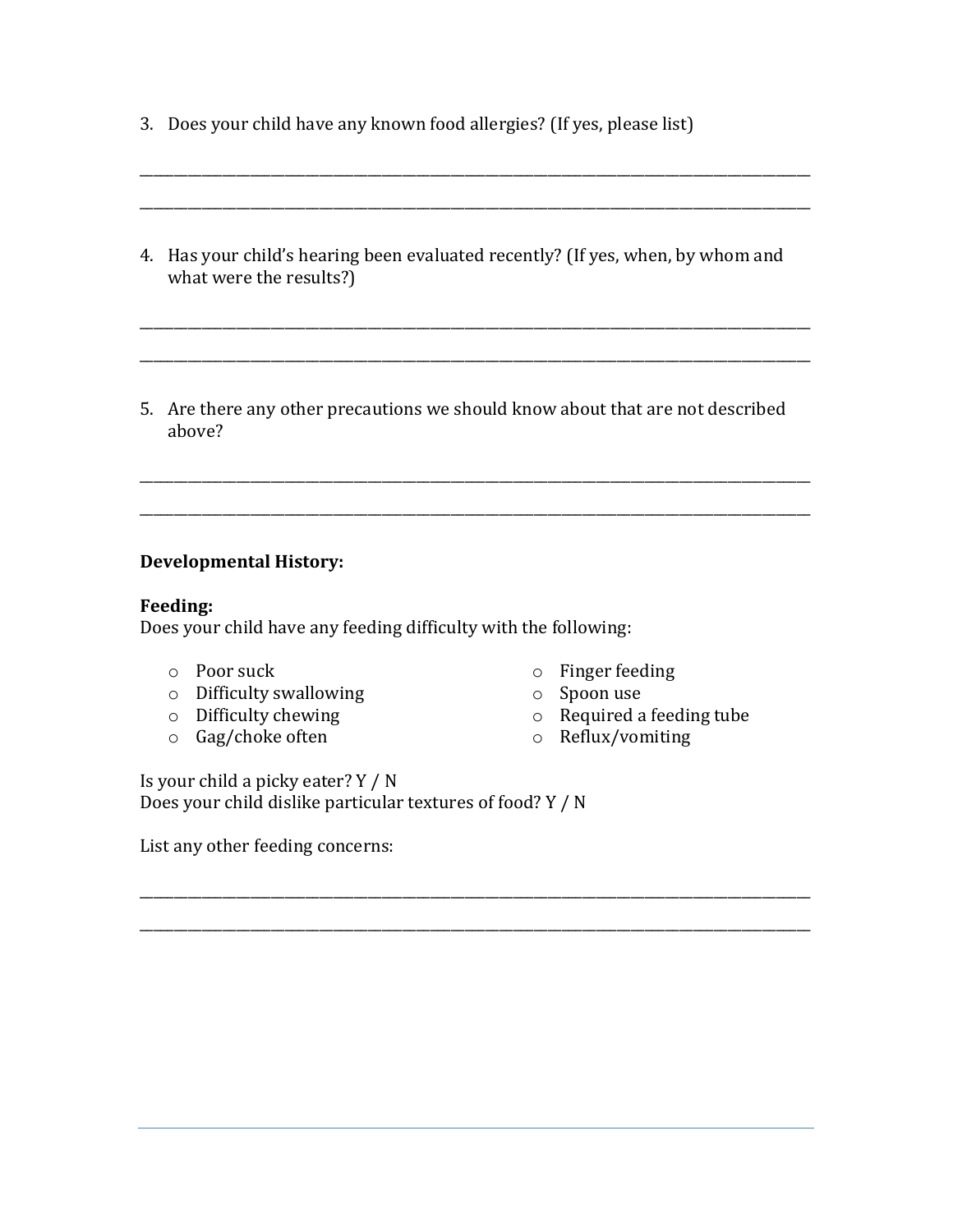3. Does your child have any known food allergies? (If yes, please list)

_______________________________________________________________________________________

_______________________________________________________________________________________

4. Has your child's hearing been evaluated recently? (If yes, when, by whom and what were the results?)

_______________________________________________________________________________________

_______________________________________________________________________________________

5. Are there any other precautions we should know about that are not described above?

_______________________________________________________________________________________

_______________________________________________________________________________________

**Developmental History:**

**Feeding:**
Does your child have any feeding difficulty with the following:

- Poor suck
- Difficulty swallowing
- Difficulty chewing
- Gag/choke often
- Finger feeding
- Spoon use
- Required a feeding tube
- Reflux/vomiting

Is your child a picky eater? Y / N
Does your child dislike particular textures of food? Y / N

List any other feeding concerns:

_______________________________________________________________________________________

_______________________________________________________________________________________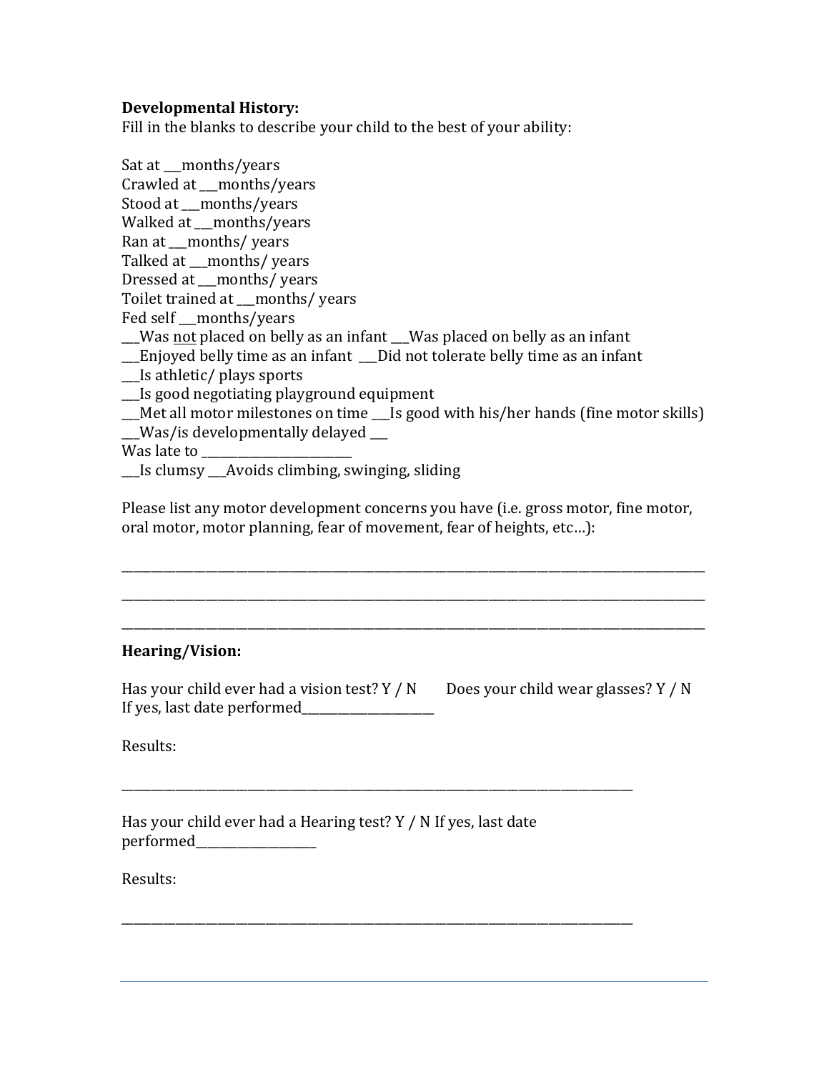**Developmental History:**
Fill in the blanks to describe your child to the best of your ability:

Sat at ___months/years
Crawled at ___months/years
Stood at ___months/years
Walked at ___months/years
Ran at ___months/ years
Talked at ___months/ years
Dressed at ___months/ years
Toilet trained at ___months/ years
Fed self ___months/years
___Was <u>not</u> placed on belly as an infant ___Was placed on belly as an infant
___Enjoyed belly time as an infant ___Did not tolerate belly time as an infant
___Is athletic/ plays sports
___Is good negotiating playground equipment
___Met all motor milestones on time ___Is good with his/her hands (fine motor skills)
___Was/is developmentally delayed ___
Was late to ______________________
___Is clumsy ___Avoids climbing, swinging, sliding

Please list any motor development concerns you have (i.e. gross motor, fine motor, oral motor, motor planning, fear of movement, fear of heights, etc…):

______________________________________________________________________________

______________________________________________________________________________

______________________________________________________________________________

**Hearing/Vision:**

Has your child ever had a vision test? Y / N Does your child wear glasses? Y / N
If yes, last date performed____________________

Results:

______________________________________________________________________________

Has your child ever had a Hearing test? Y / N If yes, last date performed__________________

Results:

______________________________________________________________________________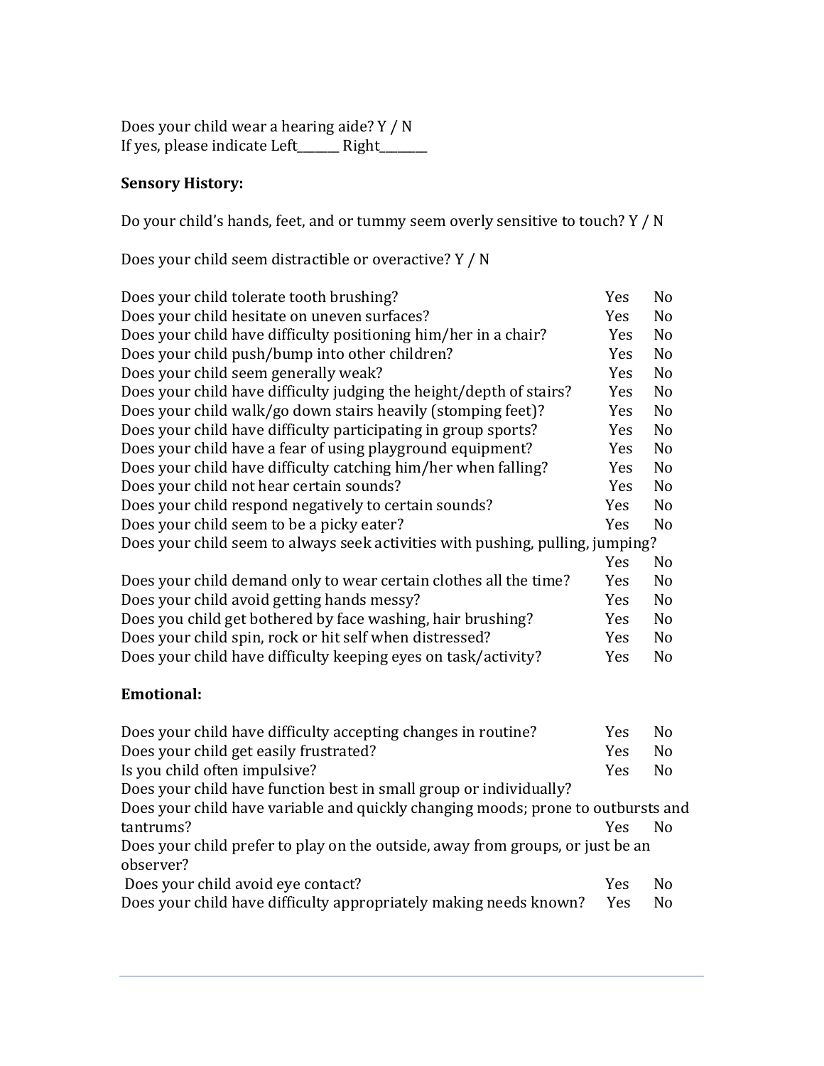Does your child wear a hearing aide? Y / N

If yes, please indicate Left_______ Right________

**Sensory History:**

Do your child's hands, feet, and or tummy seem overly sensitive to touch? Y / N

Does your child seem distractible or overactive? Y / N

| | | |
|---|---|---|
| Does your child tolerate tooth brushing? | Yes | No |
| Does your child hesitate on uneven surfaces? | Yes | No |
| Does your child have difficulty positioning him/her in a chair? | Yes | No |
| Does your child push/bump into other children? | Yes | No |
| Does your child seem generally weak? | Yes | No |
| Does your child have difficulty judging the height/depth of stairs? | Yes | No |
| Does your child walk/go down stairs heavily (stomping feet)? | Yes | No |
| Does your child have difficulty participating in group sports? | Yes | No |
| Does your child have a fear of using playground equipment? | Yes | No |
| Does your child have difficulty catching him/her when falling? | Yes | No |
| Does your child not hear certain sounds? | Yes | No |
| Does your child respond negatively to certain sounds? | Yes | No |
| Does your child seem to be a picky eater? | Yes | No |
| Does your child seem to always seek activities with pushing, pulling, jumping? | Yes | No |
| Does your child demand only to wear certain clothes all the time? | Yes | No |
| Does your child avoid getting hands messy? | Yes | No |
| Does you child get bothered by face washing, hair brushing? | Yes | No |
| Does your child spin, rock or hit self when distressed? | Yes | No |
| Does your child have difficulty keeping eyes on task/activity? | Yes | No |

**Emotional:**

| | | |
|---|---|---|
| Does your child have difficulty accepting changes in routine? | Yes | No |
| Does your child get easily frustrated? | Yes | No |
| Is you child often impulsive? | Yes | No |
| Does your child have function best in small group or individually? | | |
| Does your child have variable and quickly changing moods; prone to outbursts and tantrums? | Yes | No |
| Does your child prefer to play on the outside, away from groups, or just be an observer? | | |
| Does your child avoid eye contact? | Yes | No |
| Does your child have difficulty appropriately making needs known? | Yes | No |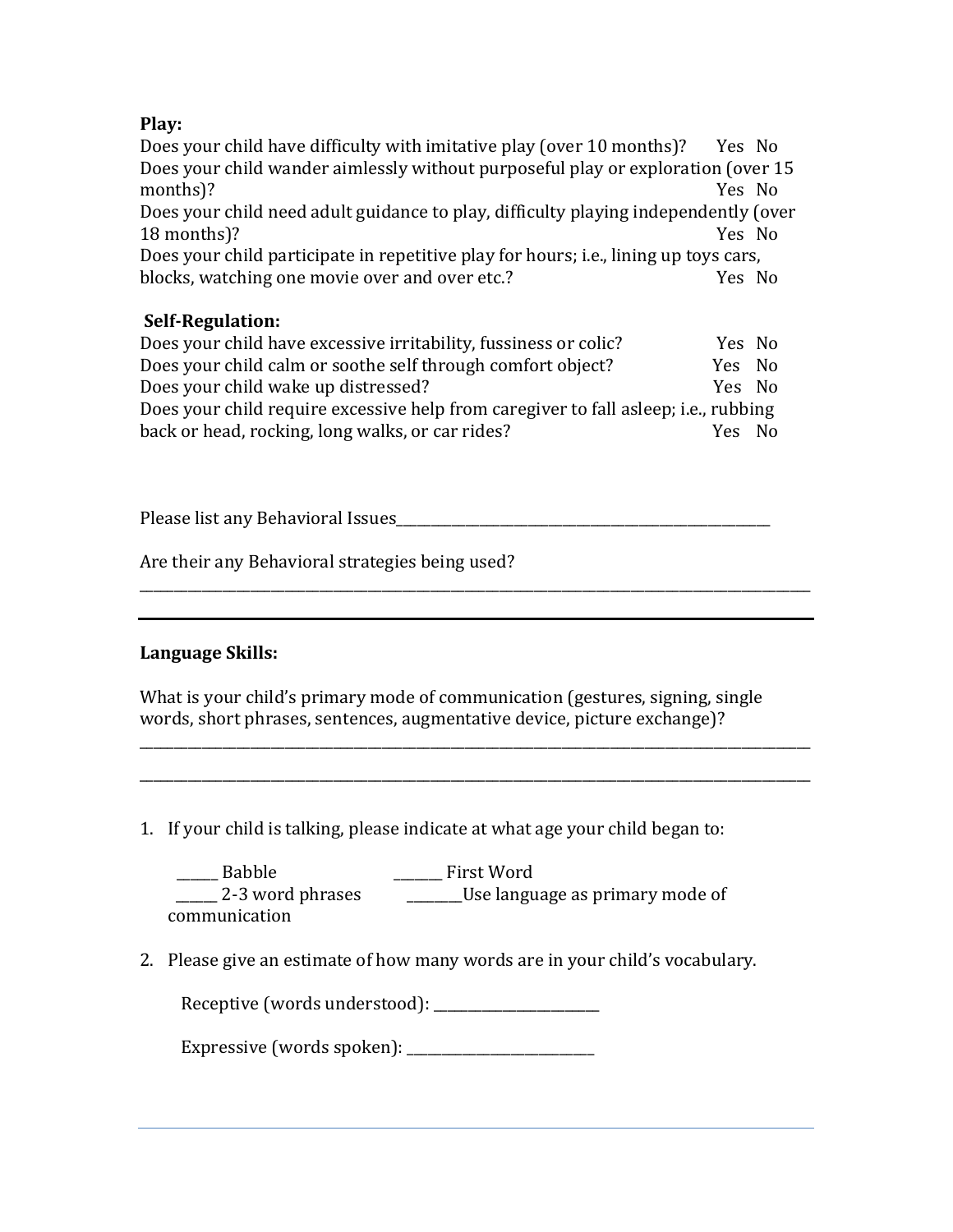**Play:**

Does your child have difficulty with imitative play (over 10 months)? Yes No

Does your child wander aimlessly without purposeful play or exploration (over 15 months)? Yes No

Does your child need adult guidance to play, difficulty playing independently (over 18 months)? Yes No

Does your child participate in repetitive play for hours; i.e., lining up toys cars, blocks, watching one movie over and over etc.? Yes No

**Self-Regulation:**

Does your child have excessive irritability, fussiness or colic? Yes No

Does your child calm or soothe self through comfort object? Yes No

Does your child wake up distressed? Yes No

Does your child require excessive help from caregiver to fall asleep; i.e., rubbing back or head, rocking, long walks, or car rides? Yes No

Please list any Behavioral Issues________________________________________________

Are their any Behavioral strategies being used?

______________________________________________________________________________

---

**Language Skills:**

What is your child's primary mode of communication (gestures, signing, single words, short phrases, sentences, augmentative device, picture exchange)?

______________________________________________________________________________

______________________________________________________________________________

1. If your child is talking, please indicate at what age your child began to:

   ______ Babble ______ First Word

   ______ 2-3 word phrases ________Use language as primary mode of communication

2. Please give an estimate of how many words are in your child's vocabulary.

   Receptive (words understood): ______________________

   Expressive (words spoken): ________________________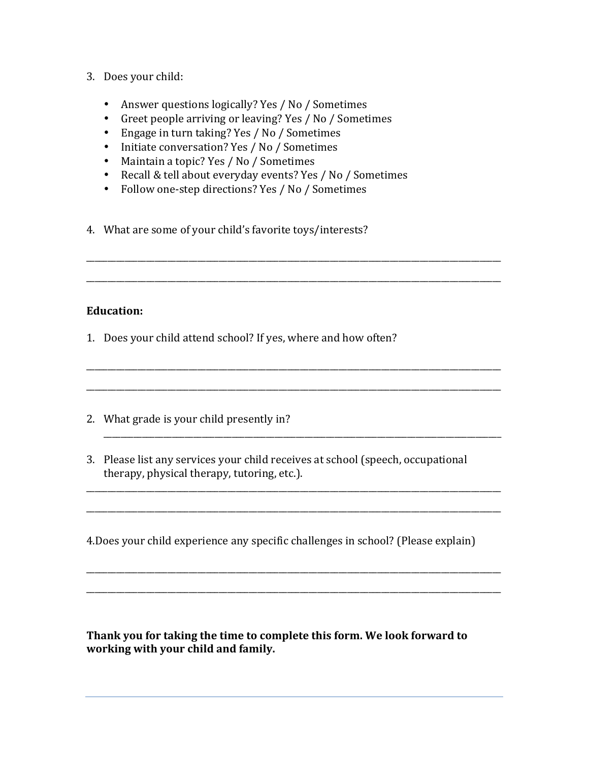3. Does your child:

    - Answer questions logically? Yes / No / Sometimes
    - Greet people arriving or leaving? Yes / No / Sometimes
    - Engage in turn taking? Yes / No / Sometimes
    - Initiate conversation? Yes / No / Sometimes
    - Maintain a topic? Yes / No / Sometimes
    - Recall & tell about everyday events? Yes / No / Sometimes
    - Follow one-step directions? Yes / No / Sometimes

4. What are some of your child's favorite toys/interests?

___________________________________________________________________________

___________________________________________________________________________

**Education:**

1. Does your child attend school? If yes, where and how often?

___________________________________________________________________________

___________________________________________________________________________

2. What grade is your child presently in?
   ___________________________________________________________________________

3. Please list any services your child receives at school (speech, occupational therapy, physical therapy, tutoring, etc.).

___________________________________________________________________________

___________________________________________________________________________

4.Does your child experience any specific challenges in school? (Please explain)

___________________________________________________________________________

___________________________________________________________________________

**Thank you for taking the time to complete this form. We look forward to working with your child and family.**